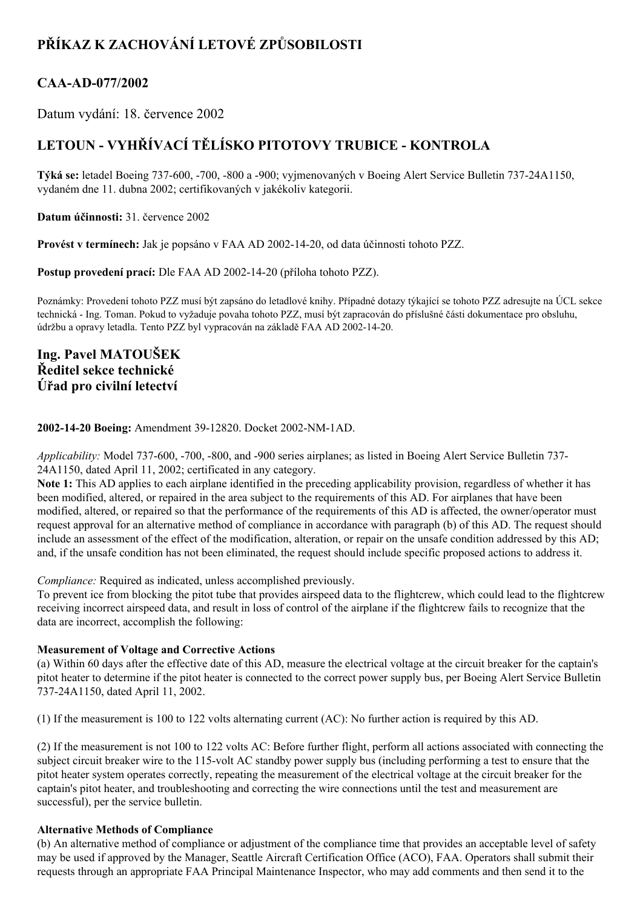# PŘÍKAZ K ZACHOVÁNÍ LETOVÉ ZPŮSOBILOSTI

## CAA-AD-077/2002

Datum vydání: 18. července 2002

## LETOUN - VYHŘÍVACÍ TĚLÍSKO PITOTOVY TRUBICE - KONTROLA

**Týká se:** letadel Boeing 737-600, -700, -800 a -900; vyjmenovaných v Boeing Alert Service Bulletin 737-24A1150, vydaném dne 11. dubna 2002; certifikovaných v jakékoliv kategorii.

**Datum účinnosti:** 31. července 2002

**Provést v termínech:** Jak je popsáno v FAA AD 2002-14-20, od data účinnosti tohoto PZZ.

**Postup provedení prací:** Dle FAA AD 2002-14-20 (příloha tohoto PZZ).

Poznámky: Provedení tohoto PZZ musí být zapsáno do letadlové knihy. Případné dotazy týkající se tohoto PZZ adresujte na ÚCL sekce technická - Ing. Toman. Pokud to vyžaduje povaha tohoto PZZ, musí být zapracován do příslušné části dokumentace pro obsluhu, údržbu a opravy letadla. Tento PZZ byl vypracován na základě FAA AD 2002-14-20.

**Ing. Pavel MATOUŠEK**
**Ředitel sekce technické**
**Úřad pro civilní letectví**

**2002-14-20 Boeing:** Amendment 39-12820. Docket 2002-NM-1AD.

*Applicability:* Model 737-600, -700, -800, and -900 series airplanes; as listed in Boeing Alert Service Bulletin 737-24A1150, dated April 11, 2002; certificated in any category.
**Note 1:** This AD applies to each airplane identified in the preceding applicability provision, regardless of whether it has been modified, altered, or repaired in the area subject to the requirements of this AD. For airplanes that have been modified, altered, or repaired so that the performance of the requirements of this AD is affected, the owner/operator must request approval for an alternative method of compliance in accordance with paragraph (b) of this AD. The request should include an assessment of the effect of the modification, alteration, or repair on the unsafe condition addressed by this AD; and, if the unsafe condition has not been eliminated, the request should include specific proposed actions to address it.

*Compliance:* Required as indicated, unless accomplished previously.
To prevent ice from blocking the pitot tube that provides airspeed data to the flightcrew, which could lead to the flightcrew receiving incorrect airspeed data, and result in loss of control of the airplane if the flightcrew fails to recognize that the data are incorrect, accomplish the following:

**Measurement of Voltage and Corrective Actions**
(a) Within 60 days after the effective date of this AD, measure the electrical voltage at the circuit breaker for the captain's pitot heater to determine if the pitot heater is connected to the correct power supply bus, per Boeing Alert Service Bulletin 737-24A1150, dated April 11, 2002.

(1) If the measurement is 100 to 122 volts alternating current (AC): No further action is required by this AD.

(2) If the measurement is not 100 to 122 volts AC: Before further flight, perform all actions associated with connecting the subject circuit breaker wire to the 115-volt AC standby power supply bus (including performing a test to ensure that the pitot heater system operates correctly, repeating the measurement of the electrical voltage at the circuit breaker for the captain's pitot heater, and troubleshooting and correcting the wire connections until the test and measurement are successful), per the service bulletin.

**Alternative Methods of Compliance**
(b) An alternative method of compliance or adjustment of the compliance time that provides an acceptable level of safety may be used if approved by the Manager, Seattle Aircraft Certification Office (ACO), FAA. Operators shall submit their requests through an appropriate FAA Principal Maintenance Inspector, who may add comments and then send it to the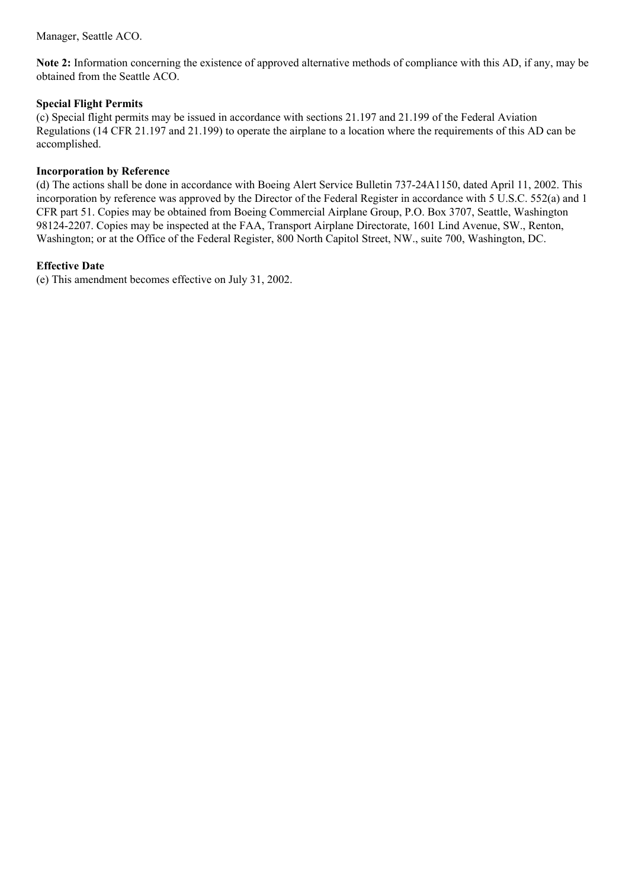Manager, Seattle ACO.

**Note 2:** Information concerning the existence of approved alternative methods of compliance with this AD, if any, may be obtained from the Seattle ACO.

**Special Flight Permits**

(c) Special flight permits may be issued in accordance with sections 21.197 and 21.199 of the Federal Aviation Regulations (14 CFR 21.197 and 21.199) to operate the airplane to a location where the requirements of this AD can be accomplished.

**Incorporation by Reference**

(d) The actions shall be done in accordance with Boeing Alert Service Bulletin 737-24A1150, dated April 11, 2002. This incorporation by reference was approved by the Director of the Federal Register in accordance with 5 U.S.C. 552(a) and 1 CFR part 51. Copies may be obtained from Boeing Commercial Airplane Group, P.O. Box 3707, Seattle, Washington 98124-2207. Copies may be inspected at the FAA, Transport Airplane Directorate, 1601 Lind Avenue, SW., Renton, Washington; or at the Office of the Federal Register, 800 North Capitol Street, NW., suite 700, Washington, DC.

**Effective Date**

(e) This amendment becomes effective on July 31, 2002.